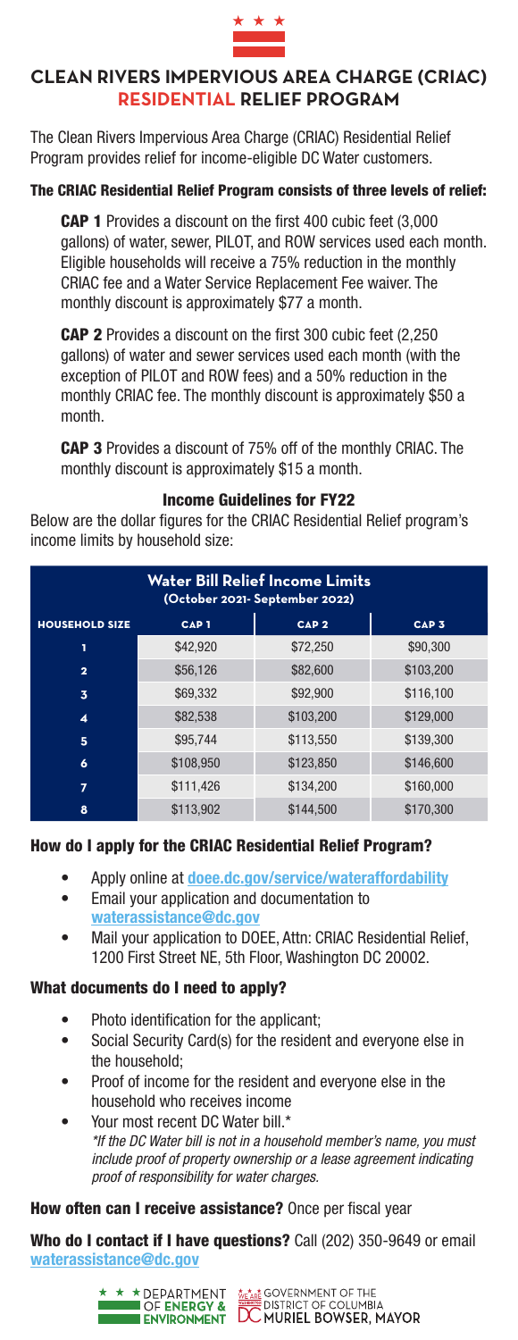# CLEAN RIVERS IMPERVIOUS AREA CHARGE (CRIAC) RESIDENTIAL RELIEF PROGRAM

The Clean Rivers Impervious Area Charge (CRIAC) Residential Relief Program provides relief for income-eligible DC Water customers.

**The CRIAC Residential Relief Program consists of three levels of relief:**

**CAP 1** Provides a discount on the first 400 cubic feet (3,000 gallons) of water, sewer, PILOT, and ROW services used each month. Eligible households will receive a 75% reduction in the monthly CRIAC fee and a Water Service Replacement Fee waiver. The monthly discount is approximately $77 a month.

**CAP 2** Provides a discount on the first 300 cubic feet (2,250 gallons) of water and sewer services used each month (with the exception of PILOT and ROW fees) and a 50% reduction in the monthly CRIAC fee. The monthly discount is approximately $50 a month.

**CAP 3** Provides a discount of 75% off of the monthly CRIAC. The monthly discount is approximately $15 a month.

### Income Guidelines for FY22

Below are the dollar figures for the CRIAC Residential Relief program's income limits by household size:

| Water Bill Relief Income Limits (October 2021- September 2022) | | | |
|---|---|---|---|
| HOUSEHOLD SIZE | CAP 1 | CAP 2 | CAP 3 |
| 1 | $42,920 | $72,250 | $90,300 |
| 2 | $56,126 | $82,600 | $103,200 |
| 3 | $69,332 | $92,900 | $116,100 |
| 4 | $82,538 | $103,200 | $129,000 |
| 5 | $95,744 | $113,550 | $139,300 |
| 6 | $108,950 | $123,850 | $146,600 |
| 7 | $111,426 | $134,200 | $160,000 |
| 8 | $113,902 | $144,500 | $170,300 |

### How do I apply for the CRIAC Residential Relief Program?

- Apply online at **doee.dc.gov/service/wateraffordability**
- Email your application and documentation to **waterassistance@dc.gov**
- Mail your application to DOEE, Attn: CRIAC Residential Relief, 1200 First Street NE, 5th Floor, Washington DC 20002.

### What documents do I need to apply?

- Photo identification for the applicant;
- Social Security Card(s) for the resident and everyone else in the household;
- Proof of income for the resident and everyone else in the household who receives income
- Your most recent DC Water bill.*
  *\*If the DC Water bill is not in a household member's name, you must include proof of property ownership or a lease agreement indicating proof of responsibility for water charges.*

**How often can I receive assistance?** Once per fiscal year

**Who do I contact if I have questions?** Call (202) 350-9649 or email **waterassistance@dc.gov**

DEPARTMENT OF ENERGY & ENVIRONMENT

GOVERNMENT OF THE DISTRICT OF COLUMBIA
DC MURIEL BOWSER, MAYOR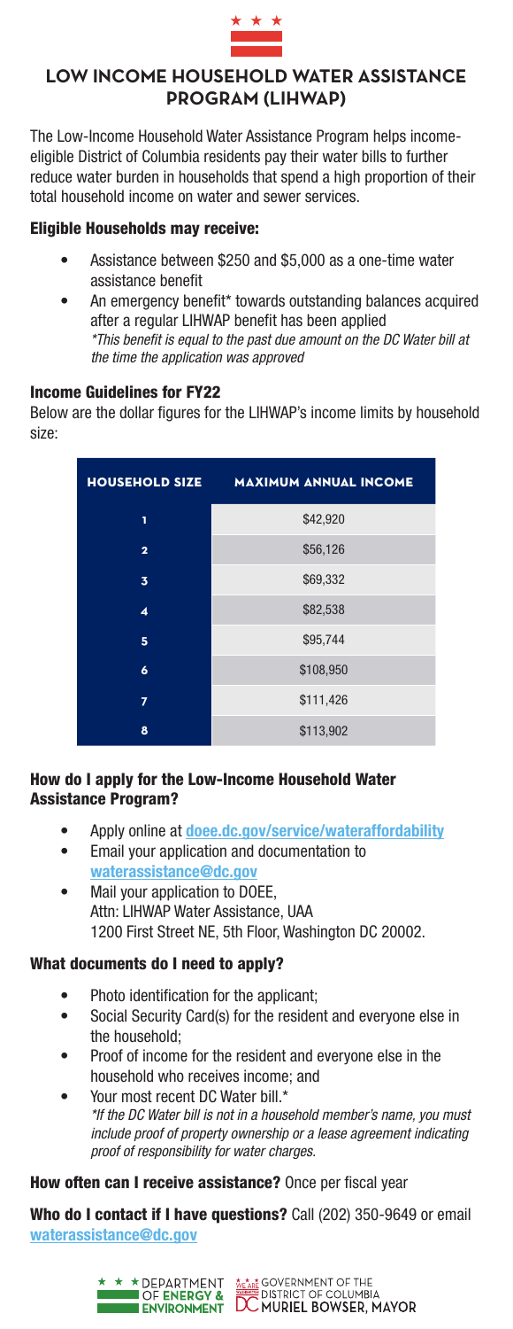# LOW INCOME HOUSEHOLD WATER ASSISTANCE PROGRAM (LIHWAP)

The Low-Income Household Water Assistance Program helps income-eligible District of Columbia residents pay their water bills to further reduce water burden in households that spend a high proportion of their total household income on water and sewer services.

### Eligible Households may receive:

- Assistance between $250 and $5,000 as a one-time water assistance benefit
- An emergency benefit* towards outstanding balances acquired after a regular LIHWAP benefit has been applied
  *\*This benefit is equal to the past due amount on the DC Water bill at the time the application was approved*

### Income Guidelines for FY22

Below are the dollar figures for the LIHWAP's income limits by household size:

| HOUSEHOLD SIZE | MAXIMUM ANNUAL INCOME |
|---|---|
| 1 | $42,920 |
| 2 | $56,126 |
| 3 | $69,332 |
| 4 | $82,538 |
| 5 | $95,744 |
| 6 | $108,950 |
| 7 | $111,426 |
| 8 | $113,902 |

### How do I apply for the Low-Income Household Water Assistance Program?

- Apply online at **doee.dc.gov/service/wateraffordability**
- Email your application and documentation to **waterassistance@dc.gov**
- Mail your application to DOEE,
  Attn: LIHWAP Water Assistance, UAA
  1200 First Street NE, 5th Floor, Washington DC 20002.

### What documents do I need to apply?

- Photo identification for the applicant;
- Social Security Card(s) for the resident and everyone else in the household;
- Proof of income for the resident and everyone else in the household who receives income; and
- Your most recent DC Water bill.*
  *\*If the DC Water bill is not in a household member's name, you must include proof of property ownership or a lease agreement indicating proof of responsibility for water charges.*

**How often can I receive assistance?** Once per fiscal year

**Who do I contact if I have questions?** Call (202) 350-9649 or email **waterassistance@dc.gov**

DEPARTMENT OF ENERGY & ENVIRONMENT

GOVERNMENT OF THE DISTRICT OF COLUMBIA
DC MURIEL BOWSER, MAYOR